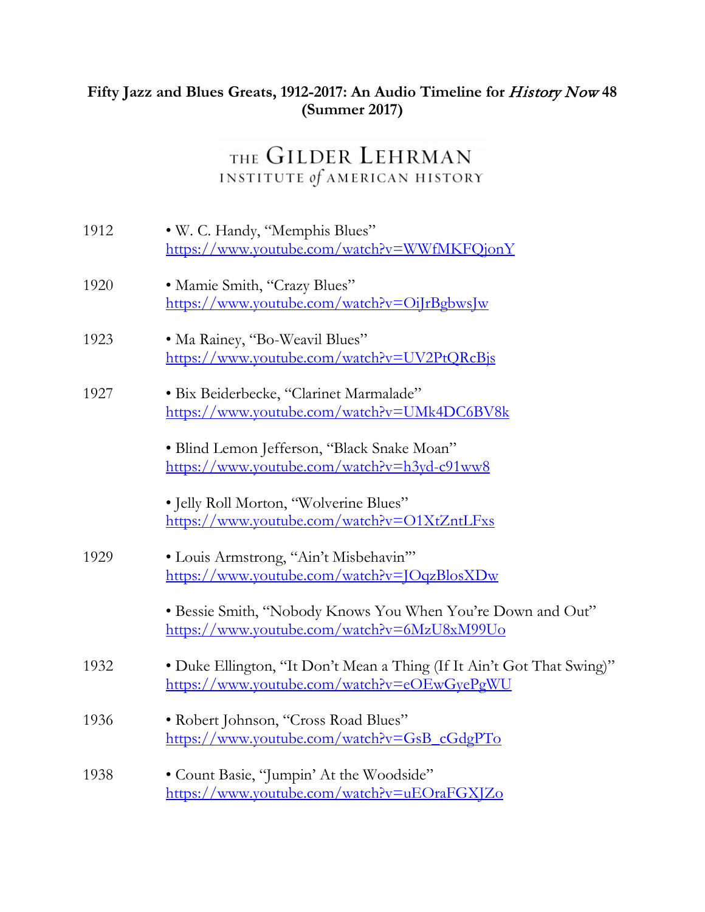**Fifty Jazz and Blues Greats, 1912-2017: An Audio Timeline for *History Now* 48 (Summer 2017)**

THE GILDER LEHRMAN INSTITUTE *of* AMERICAN HISTORY

1912 • W. C. Handy, "Memphis Blues"
https://www.youtube.com/watch?v=WWfMKFQjonY

1920 • Mamie Smith, "Crazy Blues"
https://www.youtube.com/watch?v=OiJrBgbwsJw

1923 • Ma Rainey, "Bo-Weavil Blues"
https://www.youtube.com/watch?v=UV2PtQRcBjs

1927 • Bix Beiderbecke, "Clarinet Marmalade"
https://www.youtube.com/watch?v=UMk4DC6BV8k

• Blind Lemon Jefferson, "Black Snake Moan"
https://www.youtube.com/watch?v=h3yd-c91ww8

• Jelly Roll Morton, "Wolverine Blues"
https://www.youtube.com/watch?v=O1XtZntLFxs

1929 • Louis Armstrong, "Ain't Misbehavin'"
https://www.youtube.com/watch?v=JOqzBlosXDw

• Bessie Smith, "Nobody Knows You When You're Down and Out"
https://www.youtube.com/watch?v=6MzU8xM99Uo

1932 • Duke Ellington, "It Don't Mean a Thing (If It Ain't Got That Swing)"
https://www.youtube.com/watch?v=eOEwGyePgWU

1936 • Robert Johnson, "Cross Road Blues"
https://www.youtube.com/watch?v=GsB_cGdgPTo

1938 • Count Basie, "Jumpin' At the Woodside"
https://www.youtube.com/watch?v=uEOraFGXJZo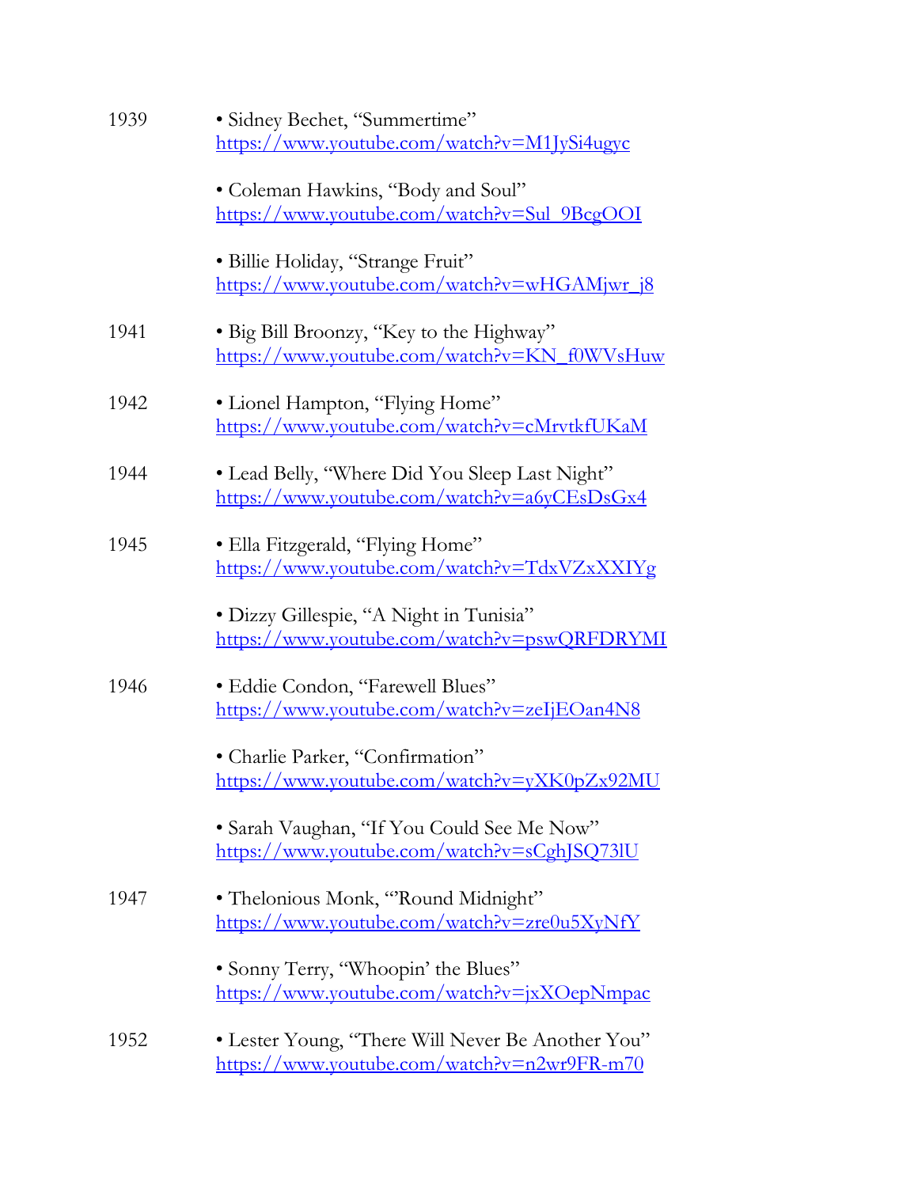1939

- Sidney Bechet, "Summertime"
  https://www.youtube.com/watch?v=M1JySi4ugyc

- Coleman Hawkins, "Body and Soul"
  https://www.youtube.com/watch?v=Sul_9BcgOOI

- Billie Holiday, "Strange Fruit"
  https://www.youtube.com/watch?v=wHGAMjwr_j8

1941

- Big Bill Broonzy, "Key to the Highway"
  https://www.youtube.com/watch?v=KN_f0WVsHuw

1942

- Lionel Hampton, "Flying Home"
  https://www.youtube.com/watch?v=cMrvtkfUKaM

1944

- Lead Belly, "Where Did You Sleep Last Night"
  https://www.youtube.com/watch?v=a6yCEsDsGx4

1945

- Ella Fitzgerald, "Flying Home"
  https://www.youtube.com/watch?v=TdxVZxXXIYg

- Dizzy Gillespie, "A Night in Tunisia"
  https://www.youtube.com/watch?v=pswQRFDRYMI

1946

- Eddie Condon, "Farewell Blues"
  https://www.youtube.com/watch?v=zeIjEOan4N8

- Charlie Parker, "Confirmation"
  https://www.youtube.com/watch?v=yXK0pZx92MU

- Sarah Vaughan, "If You Could See Me Now"
  https://www.youtube.com/watch?v=sCghJSQ73lU

1947

- Thelonious Monk, "'Round Midnight"
  https://www.youtube.com/watch?v=zre0u5XyNfY

- Sonny Terry, "Whoopin' the Blues"
  https://www.youtube.com/watch?v=jxXOepNmpac

1952

- Lester Young, "There Will Never Be Another You"
  https://www.youtube.com/watch?v=n2wr9FR-m70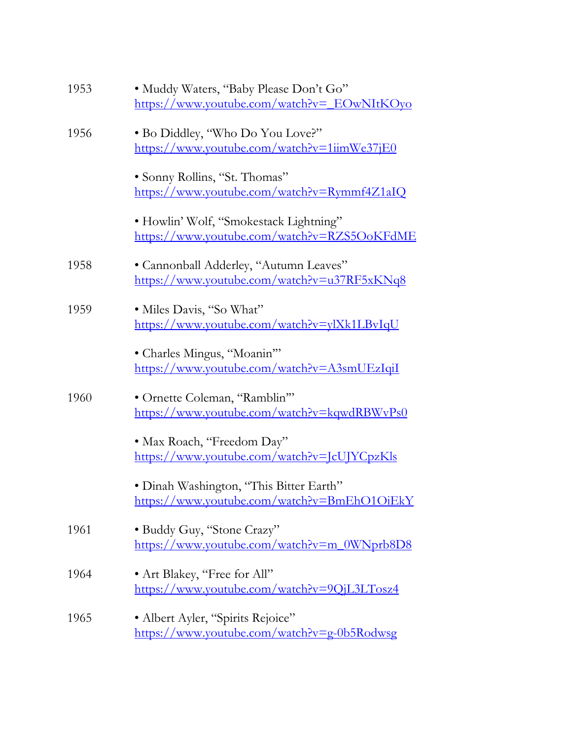1953 • Muddy Waters, “Baby Please Don’t Go”
https://www.youtube.com/watch?v=_EOwNItKOyo

1956 • Bo Diddley, “Who Do You Love?”
https://www.youtube.com/watch?v=1iimWe37jE0

• Sonny Rollins, “St. Thomas”
https://www.youtube.com/watch?v=Rymmf4Z1aIQ

• Howlin’ Wolf, “Smokestack Lightning”
https://www.youtube.com/watch?v=RZS5OoKFdME

1958 • Cannonball Adderley, “Autumn Leaves”
https://www.youtube.com/watch?v=u37RF5xKNq8

1959 • Miles Davis, “So What”
https://www.youtube.com/watch?v=ylXk1LBvIqU

• Charles Mingus, “Moanin’”
https://www.youtube.com/watch?v=A3smUEzIqiI

1960 • Ornette Coleman, “Ramblin’”
https://www.youtube.com/watch?v=kqwdRBWvPs0

• Max Roach, “Freedom Day”
https://www.youtube.com/watch?v=JcUJYCpzKls

• Dinah Washington, “This Bitter Earth”
https://www.youtube.com/watch?v=BmEhO1OiEkY

1961 • Buddy Guy, “Stone Crazy”
https://www.youtube.com/watch?v=m_0WNprb8D8

1964 • Art Blakey, “Free for All”
https://www.youtube.com/watch?v=9QjL3LTosz4

1965 • Albert Ayler, “Spirits Rejoice”
https://www.youtube.com/watch?v=g-0b5Rodwsg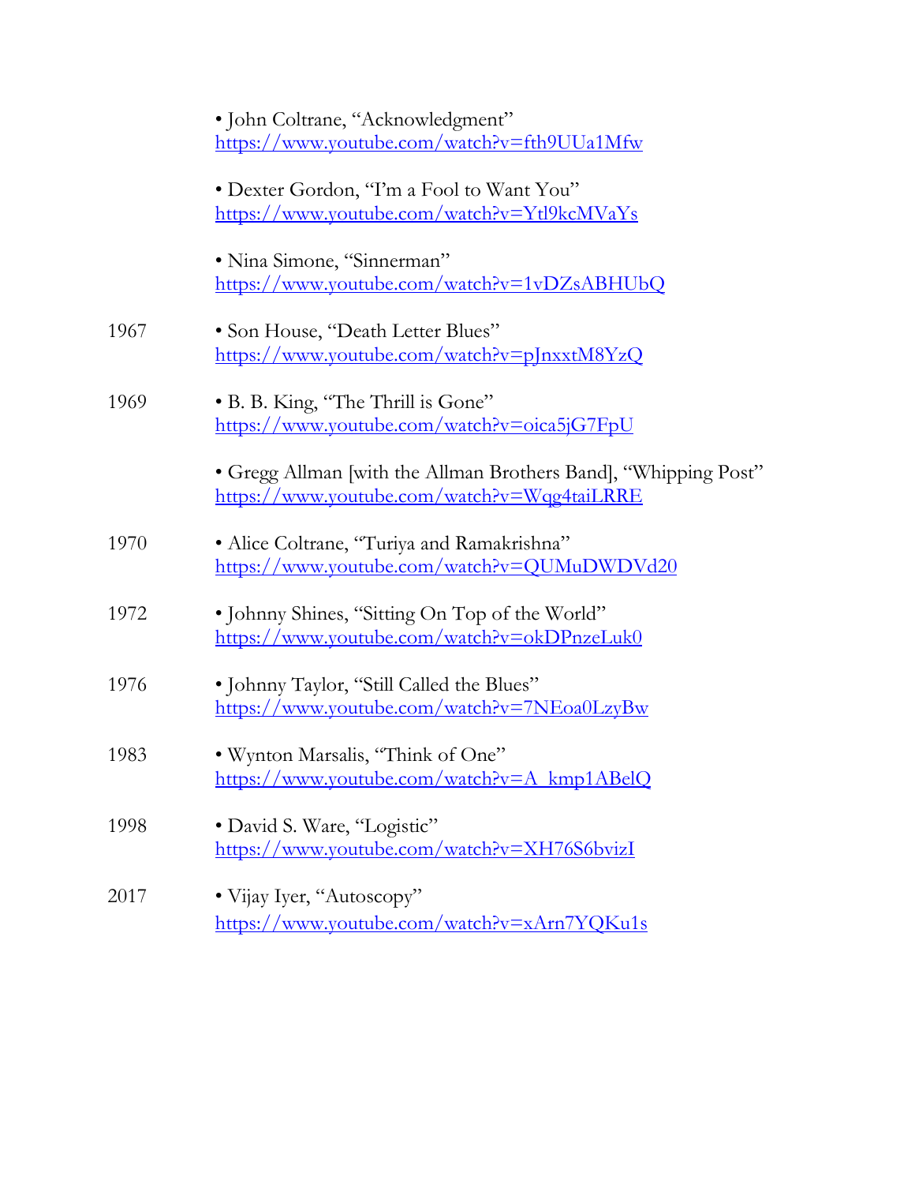• John Coltrane, "Acknowledgment"
https://www.youtube.com/watch?v=fth9UUa1Mfw

• Dexter Gordon, "I'm a Fool to Want You"
https://www.youtube.com/watch?v=Ytl9kcMVaYs

• Nina Simone, "Sinnerman"
https://www.youtube.com/watch?v=1vDZsABHUbQ

1967 • Son House, "Death Letter Blues"
https://www.youtube.com/watch?v=pJnxxtM8YzQ

1969 • B. B. King, "The Thrill is Gone"
https://www.youtube.com/watch?v=oica5jG7FpU

• Gregg Allman [with the Allman Brothers Band], "Whipping Post"
https://www.youtube.com/watch?v=Wqg4taiLRRE

1970 • Alice Coltrane, "Turiya and Ramakrishna"
https://www.youtube.com/watch?v=QUMuDWDVd20

1972 • Johnny Shines, "Sitting On Top of the World"
https://www.youtube.com/watch?v=okDPnzeLuk0

1976 • Johnny Taylor, "Still Called the Blues"
https://www.youtube.com/watch?v=7NEoa0LzyBw

1983 • Wynton Marsalis, "Think of One"
https://www.youtube.com/watch?v=A_kmp1ABelQ

1998 • David S. Ware, "Logistic"
https://www.youtube.com/watch?v=XH76S6bvizI

2017 • Vijay Iyer, "Autoscopy"
https://www.youtube.com/watch?v=xArn7YQKu1s